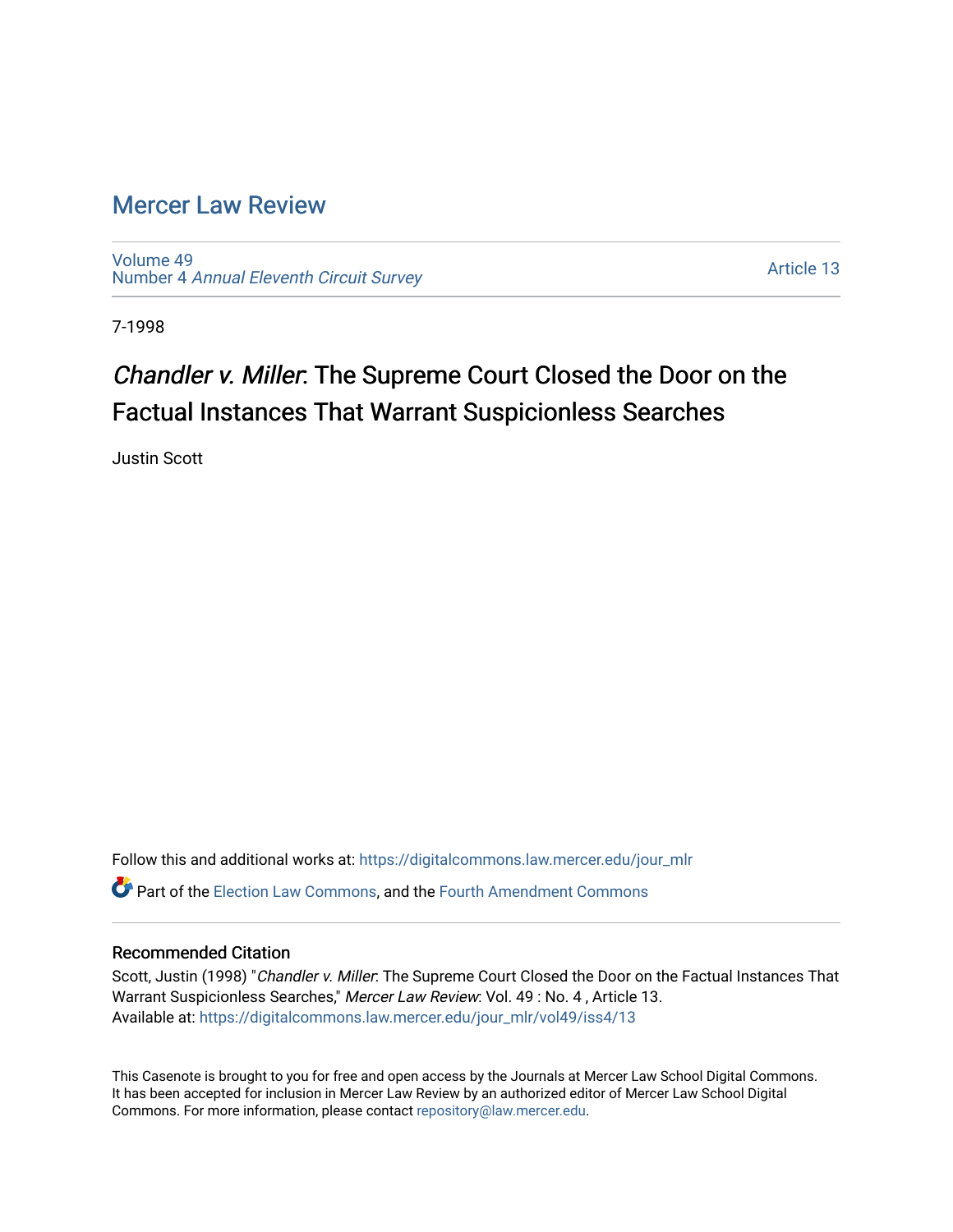# Mercer Law Review

Volume 49
Number 4 *Annual Eleventh Circuit Survey*

Article 13

7-1998

## *Chandler v. Miller*: The Supreme Court Closed the Door on the Factual Instances That Warrant Suspicionless Searches

Justin Scott

Follow this and additional works at: https://digitalcommons.law.mercer.edu/jour_mlr

Part of the Election Law Commons, and the Fourth Amendment Commons

### Recommended Citation

Scott, Justin (1998) "*Chandler v. Miller*: The Supreme Court Closed the Door on the Factual Instances That Warrant Suspicionless Searches," *Mercer Law Review*: Vol. 49 : No. 4 , Article 13.
Available at: https://digitalcommons.law.mercer.edu/jour_mlr/vol49/iss4/13

This Casenote is brought to you for free and open access by the Journals at Mercer Law School Digital Commons. It has been accepted for inclusion in Mercer Law Review by an authorized editor of Mercer Law School Digital Commons. For more information, please contact repository@law.mercer.edu.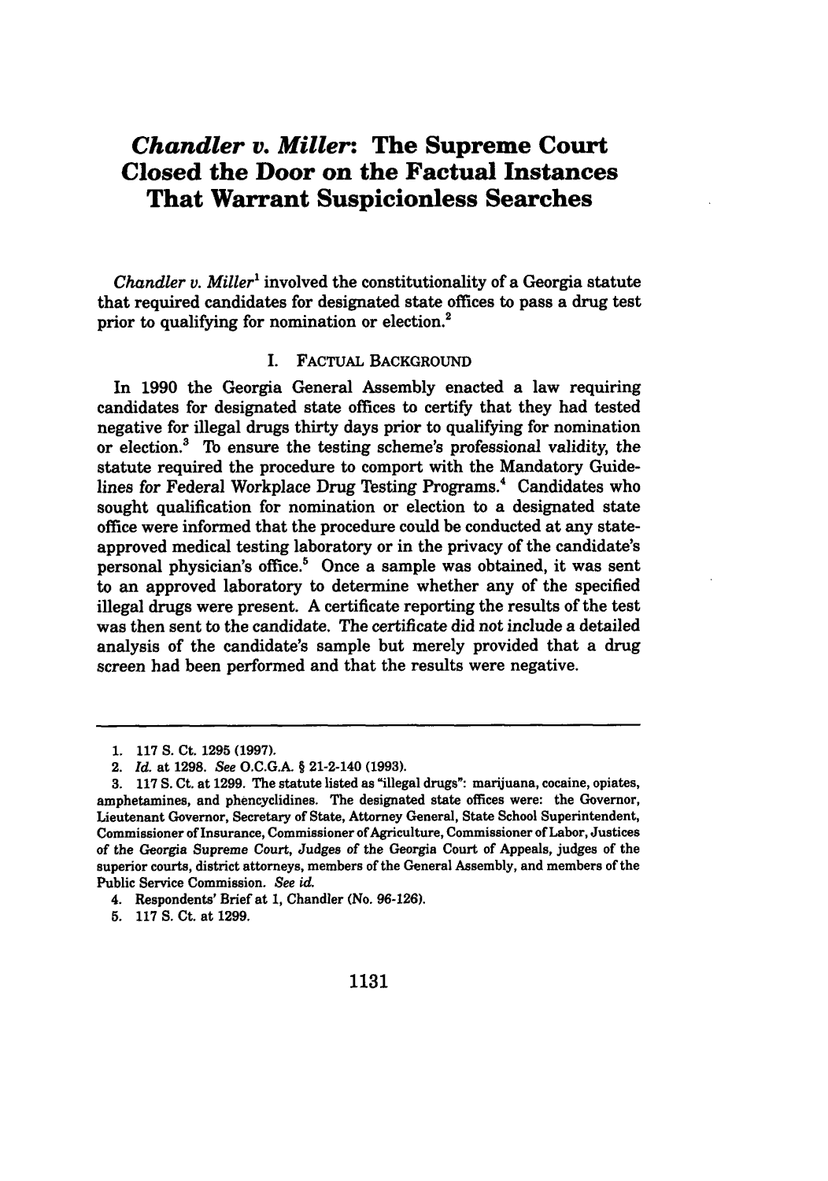# *Chandler v. Miller*: The Supreme Court Closed the Door on the Factual Instances That Warrant Suspicionless Searches

*Chandler v. Miller*[1] involved the constitutionality of a Georgia statute that required candidates for designated state offices to pass a drug test prior to qualifying for nomination or election.[2]

## I. Factual Background

In 1990 the Georgia General Assembly enacted a law requiring candidates for designated state offices to certify that they had tested negative for illegal drugs thirty days prior to qualifying for nomination or election.[3] To ensure the testing scheme's professional validity, the statute required the procedure to comport with the Mandatory Guidelines for Federal Workplace Drug Testing Programs.[4] Candidates who sought qualification for nomination or election to a designated state office were informed that the procedure could be conducted at any state-approved medical testing laboratory or in the privacy of the candidate's personal physician's office.[5] Once a sample was obtained, it was sent to an approved laboratory to determine whether any of the specified illegal drugs were present. A certificate reporting the results of the test was then sent to the candidate. The certificate did not include a detailed analysis of the candidate's sample but merely provided that a drug screen had been performed and that the results were negative.

---

1. 117 S. Ct. 1295 (1997).
2. *Id.* at 1298. *See* O.C.G.A. § 21-2-140 (1993).
3. 117 S. Ct. at 1299. The statute listed as "illegal drugs": marijuana, cocaine, opiates, amphetamines, and phencyclidines. The designated state offices were: the Governor, Lieutenant Governor, Secretary of State, Attorney General, State School Superintendent, Commissioner of Insurance, Commissioner of Agriculture, Commissioner of Labor, Justices of the Georgia Supreme Court, Judges of the Georgia Court of Appeals, judges of the superior courts, district attorneys, members of the General Assembly, and members of the Public Service Commission. *See id.*
4. Respondents' Brief at 1, Chandler (No. 96-126).
5. 117 S. Ct. at 1299.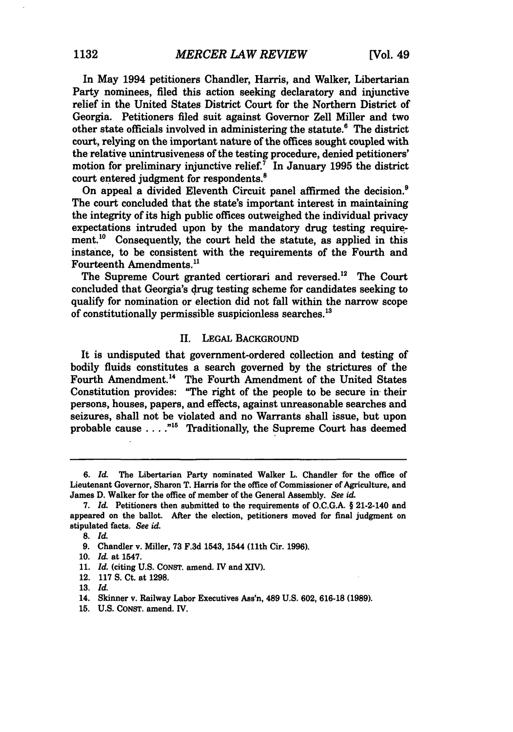In May 1994 petitioners Chandler, Harris, and Walker, Libertarian Party nominees, filed this action seeking declaratory and injunctive relief in the United States District Court for the Northern District of Georgia. Petitioners filed suit against Governor Zell Miller and two other state officials involved in administering the statute.[6] The district court, relying on the important nature of the offices sought coupled with the relative unintrusiveness of the testing procedure, denied petitioners' motion for preliminary injunctive relief.[7] In January 1995 the district court entered judgment for respondents.[8]

On appeal a divided Eleventh Circuit panel affirmed the decision.[9] The court concluded that the state's important interest in maintaining the integrity of its high public offices outweighed the individual privacy expectations intruded upon by the mandatory drug testing requirement.[10] Consequently, the court held the statute, as applied in this instance, to be consistent with the requirements of the Fourth and Fourteenth Amendments.[11]

The Supreme Court granted certiorari and reversed.[12] The Court concluded that Georgia's drug testing scheme for candidates seeking to qualify for nomination or election did not fall within the narrow scope of constitutionally permissible suspicionless searches.[13]

## II. LEGAL BACKGROUND

It is undisputed that government-ordered collection and testing of bodily fluids constitutes a search governed by the strictures of the Fourth Amendment.[14] The Fourth Amendment of the United States Constitution provides: "The right of the people to be secure in their persons, houses, papers, and effects, against unreasonable searches and seizures, shall not be violated and no Warrants shall issue, but upon probable cause . . . ."[15] Traditionally, the Supreme Court has deemed

---

6. *Id.* The Libertarian Party nominated Walker L. Chandler for the office of Lieutenant Governor, Sharon T. Harris for the office of Commissioner of Agriculture, and James D. Walker for the office of member of the General Assembly. *See id.*

7. *Id.* Petitioners then submitted to the requirements of O.C.G.A. § 21-2-140 and appeared on the ballot. After the election, petitioners moved for final judgment on stipulated facts. *See id.*

8. *Id.*

9. Chandler v. Miller, 73 F.3d 1543, 1544 (11th Cir. 1996).

10. *Id.* at 1547.

11. *Id.* (citing U.S. CONST. amend. IV and XIV).

12. 117 S. Ct. at 1298.

13. *Id.*

14. Skinner v. Railway Labor Executives Ass'n, 489 U.S. 602, 616-18 (1989).

15. U.S. CONST. amend. IV.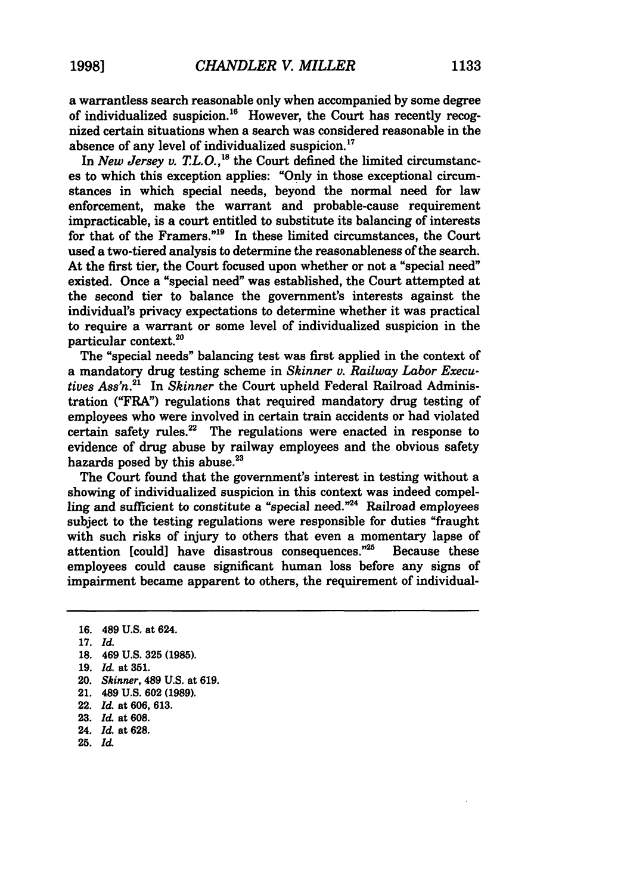a warrantless search reasonable only when accompanied by some degree of individualized suspicion.[16] However, the Court has recently recognized certain situations when a search was considered reasonable in the absence of any level of individualized suspicion.[17]

In *New Jersey v. T.L.O.*,[18] the Court defined the limited circumstances to which this exception applies: "Only in those exceptional circumstances in which special needs, beyond the normal need for law enforcement, make the warrant and probable-cause requirement impracticable, is a court entitled to substitute its balancing of interests for that of the Framers."[19] In these limited circumstances, the Court used a two-tiered analysis to determine the reasonableness of the search. At the first tier, the Court focused upon whether or not a "special need" existed. Once a "special need" was established, the Court attempted at the second tier to balance the government's interests against the individual's privacy expectations to determine whether it was practical to require a warrant or some level of individualized suspicion in the particular context.[20]

The "special needs" balancing test was first applied in the context of a mandatory drug testing scheme in *Skinner v. Railway Labor Executives Ass'n*.[21] In *Skinner* the Court upheld Federal Railroad Administration ("FRA") regulations that required mandatory drug testing of employees who were involved in certain train accidents or had violated certain safety rules.[22] The regulations were enacted in response to evidence of drug abuse by railway employees and the obvious safety hazards posed by this abuse.[23]

The Court found that the government's interest in testing without a showing of individualized suspicion in this context was indeed compelling and sufficient to constitute a "special need."[24] Railroad employees subject to the testing regulations were responsible for duties "fraught with such risks of injury to others that even a momentary lapse of attention [could] have disastrous consequences."[25] Because these employees could cause significant human loss before any signs of impairment became apparent to others, the requirement of individual-

---

16. 489 U.S. at 624.
17. *Id.*
18. 469 U.S. 325 (1985).
19. *Id.* at 351.
20. *Skinner*, 489 U.S. at 619.
21. 489 U.S. 602 (1989).
22. *Id.* at 606, 613.
23. *Id.* at 608.
24. *Id.* at 628.
25. *Id.*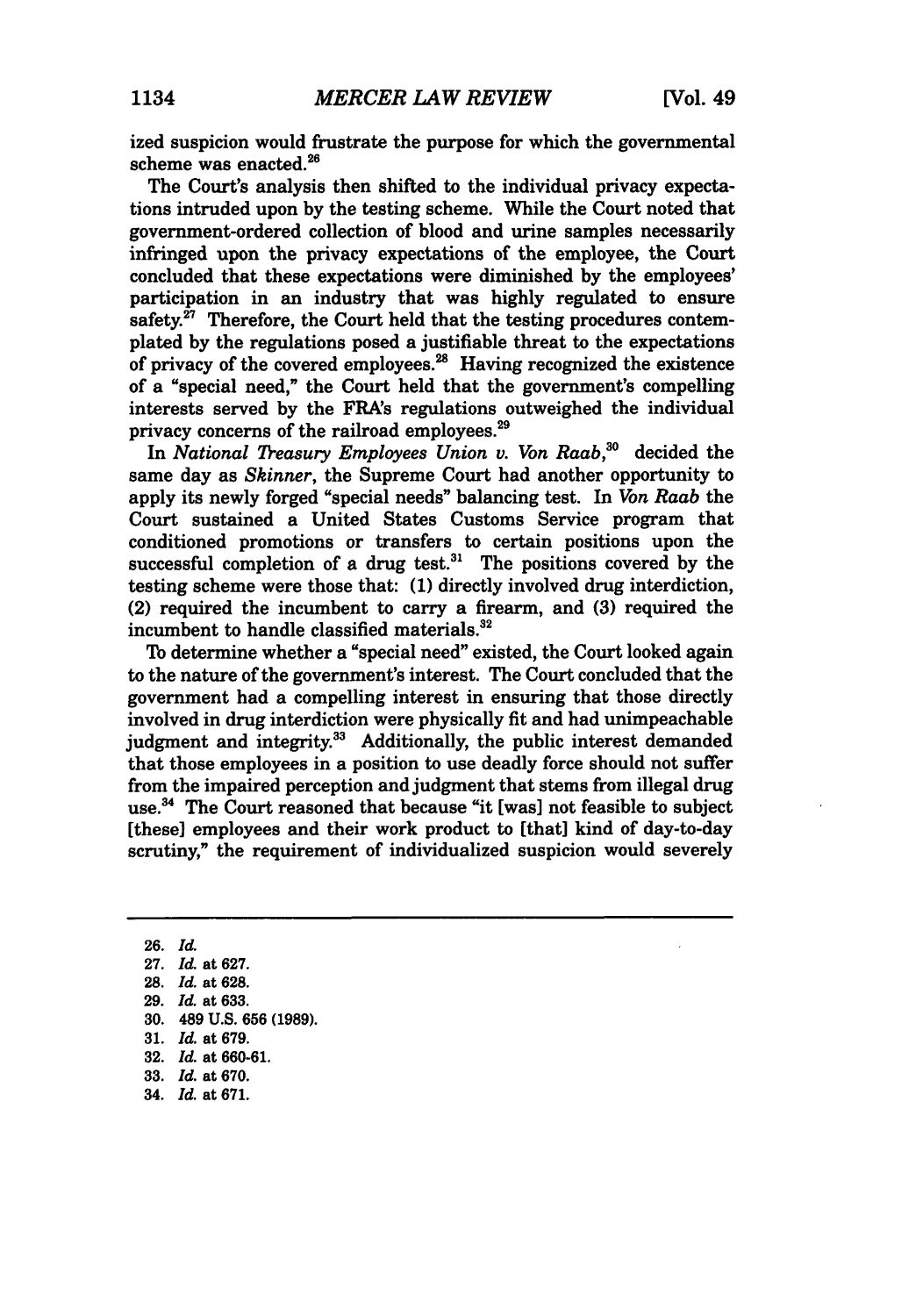ized suspicion would frustrate the purpose for which the governmental scheme was enacted.[26]

The Court's analysis then shifted to the individual privacy expectations intruded upon by the testing scheme. While the Court noted that government-ordered collection of blood and urine samples necessarily infringed upon the privacy expectations of the employee, the Court concluded that these expectations were diminished by the employees' participation in an industry that was highly regulated to ensure safety.[27] Therefore, the Court held that the testing procedures contemplated by the regulations posed a justifiable threat to the expectations of privacy of the covered employees.[28] Having recognized the existence of a "special need," the Court held that the government's compelling interests served by the FRA's regulations outweighed the individual privacy concerns of the railroad employees.[29]

In *National Treasury Employees Union v. Von Raab*,[30] decided the same day as *Skinner*, the Supreme Court had another opportunity to apply its newly forged "special needs" balancing test. In *Von Raab* the Court sustained a United States Customs Service program that conditioned promotions or transfers to certain positions upon the successful completion of a drug test.[31] The positions covered by the testing scheme were those that: (1) directly involved drug interdiction, (2) required the incumbent to carry a firearm, and (3) required the incumbent to handle classified materials.[32]

To determine whether a "special need" existed, the Court looked again to the nature of the government's interest. The Court concluded that the government had a compelling interest in ensuring that those directly involved in drug interdiction were physically fit and had unimpeachable judgment and integrity.[33] Additionally, the public interest demanded that those employees in a position to use deadly force should not suffer from the impaired perception and judgment that stems from illegal drug use.[34] The Court reasoned that because "it [was] not feasible to subject [these] employees and their work product to [that] kind of day-to-day scrutiny," the requirement of individualized suspicion would severely

---

26. *Id.*
27. *Id.* at 627.
28. *Id.* at 628.
29. *Id.* at 633.
30. 489 U.S. 656 (1989).
31. *Id.* at 679.
32. *Id.* at 660-61.
33. *Id.* at 670.
34. *Id.* at 671.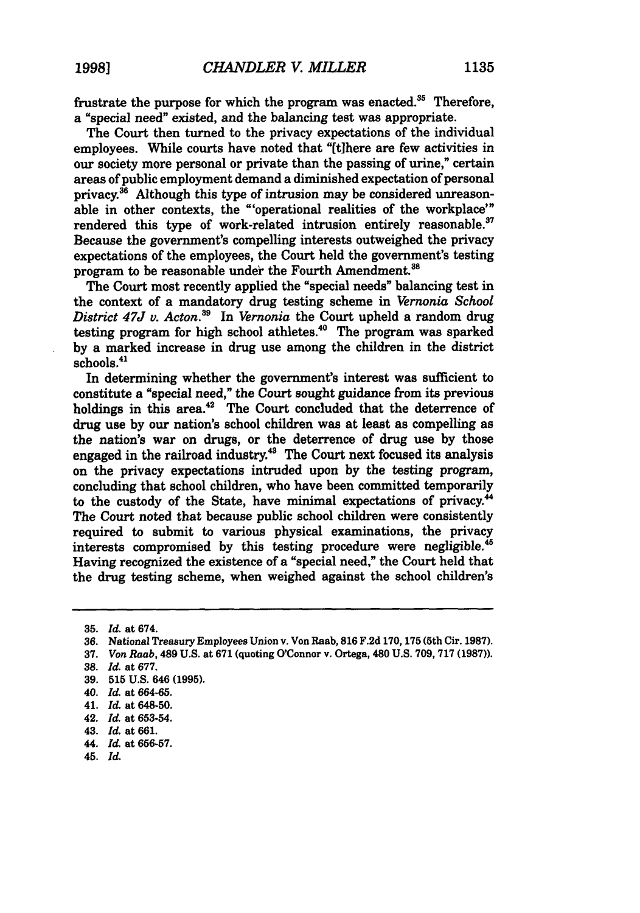frustrate the purpose for which the program was enacted.[35] Therefore, a "special need" existed, and the balancing test was appropriate.

The Court then turned to the privacy expectations of the individual employees. While courts have noted that "[t]here are few activities in our society more personal or private than the passing of urine," certain areas of public employment demand a diminished expectation of personal privacy.[36] Although this type of intrusion may be considered unreasonable in other contexts, the "'operational realities of the workplace'" rendered this type of work-related intrusion entirely reasonable.[37] Because the government's compelling interests outweighed the privacy expectations of the employees, the Court held the government's testing program to be reasonable under the Fourth Amendment.[38]

The Court most recently applied the "special needs" balancing test in the context of a mandatory drug testing scheme in *Vernonia School District 47J v. Acton*.[39] In *Vernonia* the Court upheld a random drug testing program for high school athletes.[40] The program was sparked by a marked increase in drug use among the children in the district schools.[41]

In determining whether the government's interest was sufficient to constitute a "special need," the Court sought guidance from its previous holdings in this area.[42] The Court concluded that the deterrence of drug use by our nation's school children was at least as compelling as the nation's war on drugs, or the deterrence of drug use by those engaged in the railroad industry.[43] The Court next focused its analysis on the privacy expectations intruded upon by the testing program, concluding that school children, who have been committed temporarily to the custody of the State, have minimal expectations of privacy.[44] The Court noted that because public school children were consistently required to submit to various physical examinations, the privacy interests compromised by this testing procedure were negligible.[45] Having recognized the existence of a "special need," the Court held that the drug testing scheme, when weighed against the school children's

---

35. *Id.* at 674.
36. National Treasury Employees Union v. Von Raab, 816 F.2d 170, 175 (5th Cir. 1987).
37. *Von Raab*, 489 U.S. at 671 (quoting O'Connor v. Ortega, 480 U.S. 709, 717 (1987)).
38. *Id.* at 677.
39. 515 U.S. 646 (1995).
40. *Id.* at 664-65.
41. *Id.* at 648-50.
42. *Id.* at 653-54.
43. *Id.* at 661.
44. *Id.* at 656-57.
45. *Id.*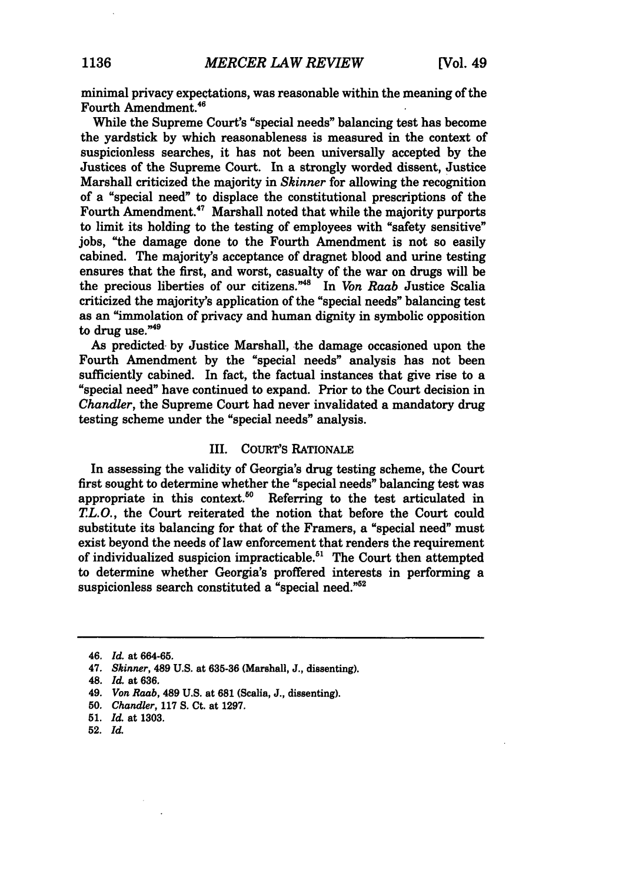minimal privacy expectations, was reasonable within the meaning of the Fourth Amendment.[46]

While the Supreme Court's "special needs" balancing test has become the yardstick by which reasonableness is measured in the context of suspicionless searches, it has not been universally accepted by the Justices of the Supreme Court. In a strongly worded dissent, Justice Marshall criticized the majority in *Skinner* for allowing the recognition of a "special need" to displace the constitutional prescriptions of the Fourth Amendment.[47] Marshall noted that while the majority purports to limit its holding to the testing of employees with "safety sensitive" jobs, "the damage done to the Fourth Amendment is not so easily cabined. The majority's acceptance of dragnet blood and urine testing ensures that the first, and worst, casualty of the war on drugs will be the precious liberties of our citizens."[48] In *Von Raab* Justice Scalia criticized the majority's application of the "special needs" balancing test as an "immolation of privacy and human dignity in symbolic opposition to drug use."[49]

As predicted by Justice Marshall, the damage occasioned upon the Fourth Amendment by the "special needs" analysis has not been sufficiently cabined. In fact, the factual instances that give rise to a "special need" have continued to expand. Prior to the Court decision in *Chandler*, the Supreme Court had never invalidated a mandatory drug testing scheme under the "special needs" analysis.

## III. COURT'S RATIONALE

In assessing the validity of Georgia's drug testing scheme, the Court first sought to determine whether the "special needs" balancing test was appropriate in this context.[50] Referring to the test articulated in *T.L.O.*, the Court reiterated the notion that before the Court could substitute its balancing for that of the Framers, a "special need" must exist beyond the needs of law enforcement that renders the requirement of individualized suspicion impracticable.[51] The Court then attempted to determine whether Georgia's proffered interests in performing a suspicionless search constituted a "special need."[52]

---

46. *Id.* at 664-65.
47. *Skinner*, 489 U.S. at 635-36 (Marshall, J., dissenting).
48. *Id.* at 636.
49. *Von Raab*, 489 U.S. at 681 (Scalia, J., dissenting).
50. *Chandler*, 117 S. Ct. at 1297.
51. *Id.* at 1303.
52. *Id.*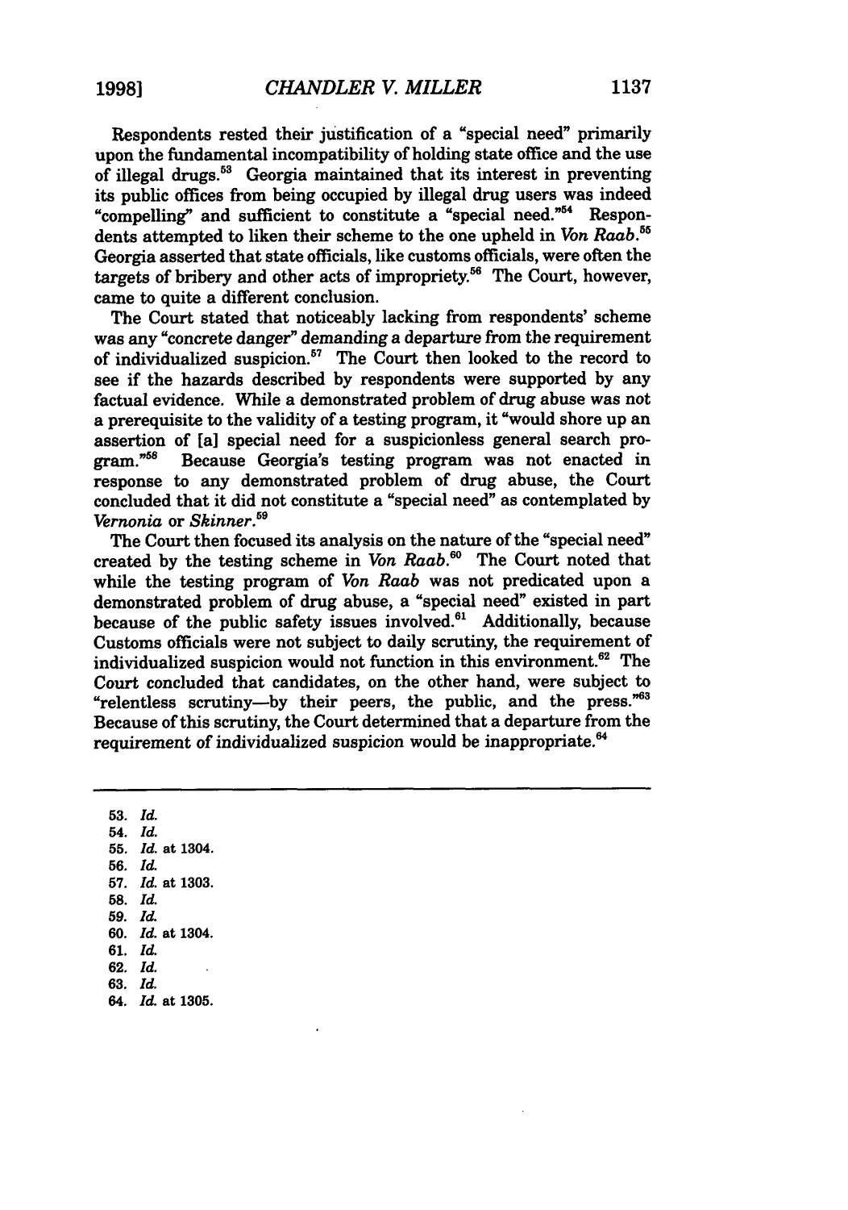Respondents rested their justification of a "special need" primarily upon the fundamental incompatibility of holding state office and the use of illegal drugs.[53] Georgia maintained that its interest in preventing its public offices from being occupied by illegal drug users was indeed "compelling" and sufficient to constitute a "special need."[54] Respondents attempted to liken their scheme to the one upheld in *Von Raab*.[55] Georgia asserted that state officials, like customs officials, were often the targets of bribery and other acts of impropriety.[56] The Court, however, came to quite a different conclusion.

The Court stated that noticeably lacking from respondents' scheme was any "concrete danger" demanding a departure from the requirement of individualized suspicion.[57] The Court then looked to the record to see if the hazards described by respondents were supported by any factual evidence. While a demonstrated problem of drug abuse was not a prerequisite to the validity of a testing program, it "would shore up an assertion of [a] special need for a suspicionless general search program."[58] Because Georgia's testing program was not enacted in response to any demonstrated problem of drug abuse, the Court concluded that it did not constitute a "special need" as contemplated by *Vernonia* or *Skinner*.[59]

The Court then focused its analysis on the nature of the "special need" created by the testing scheme in *Von Raab*.[60] The Court noted that while the testing program of *Von Raab* was not predicated upon a demonstrated problem of drug abuse, a "special need" existed in part because of the public safety issues involved.[61] Additionally, because Customs officials were not subject to daily scrutiny, the requirement of individualized suspicion would not function in this environment.[62] The Court concluded that candidates, on the other hand, were subject to "relentless scrutiny—by their peers, the public, and the press."[63] Because of this scrutiny, the Court determined that a departure from the requirement of individualized suspicion would be inappropriate.[64]

---

53. *Id.*
54. *Id.*
55. *Id.* at 1304.
56. *Id.*
57. *Id.* at 1303.
58. *Id.*
59. *Id.*
60. *Id.* at 1304.
61. *Id.*
62. *Id.*
63. *Id.*
64. *Id.* at 1305.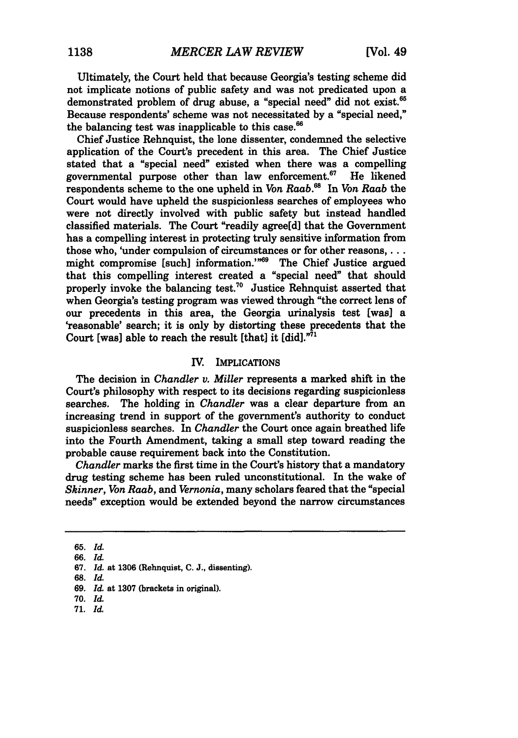Ultimately, the Court held that because Georgia's testing scheme did not implicate notions of public safety and was not predicated upon a demonstrated problem of drug abuse, a "special need" did not exist.[65] Because respondents' scheme was not necessitated by a "special need," the balancing test was inapplicable to this case.[66]

Chief Justice Rehnquist, the lone dissenter, condemned the selective application of the Court's precedent in this area. The Chief Justice stated that a "special need" existed when there was a compelling governmental purpose other than law enforcement.[67] He likened respondents scheme to the one upheld in *Von Raab*.[68] In *Von Raab* the Court would have upheld the suspicionless searches of employees who were not directly involved with public safety but instead handled classified materials. The Court "readily agree[d] that the Government has a compelling interest in protecting truly sensitive information from those who, 'under compulsion of circumstances or for other reasons, . . . might compromise [such] information.'"[69] The Chief Justice argued that this compelling interest created a "special need" that should properly invoke the balancing test.[70] Justice Rehnquist asserted that when Georgia's testing program was viewed through "the correct lens of our precedents in this area, the Georgia urinalysis test [was] a 'reasonable' search; it is only by distorting these precedents that the Court [was] able to reach the result [that] it [did]."[71]

## IV. IMPLICATIONS

The decision in *Chandler v. Miller* represents a marked shift in the Court's philosophy with respect to its decisions regarding suspicionless searches. The holding in *Chandler* was a clear departure from an increasing trend in support of the government's authority to conduct suspicionless searches. In *Chandler* the Court once again breathed life into the Fourth Amendment, taking a small step toward reading the probable cause requirement back into the Constitution.

*Chandler* marks the first time in the Court's history that a mandatory drug testing scheme has been ruled unconstitutional. In the wake of *Skinner*, *Von Raab*, and *Vernonia*, many scholars feared that the "special needs" exception would be extended beyond the narrow circumstances

---

65. *Id.*

66. *Id.*

67. *Id.* at 1306 (Rehnquist, C. J., dissenting).

68. *Id.*

69. *Id.* at 1307 (brackets in original).

70. *Id.*

71. *Id.*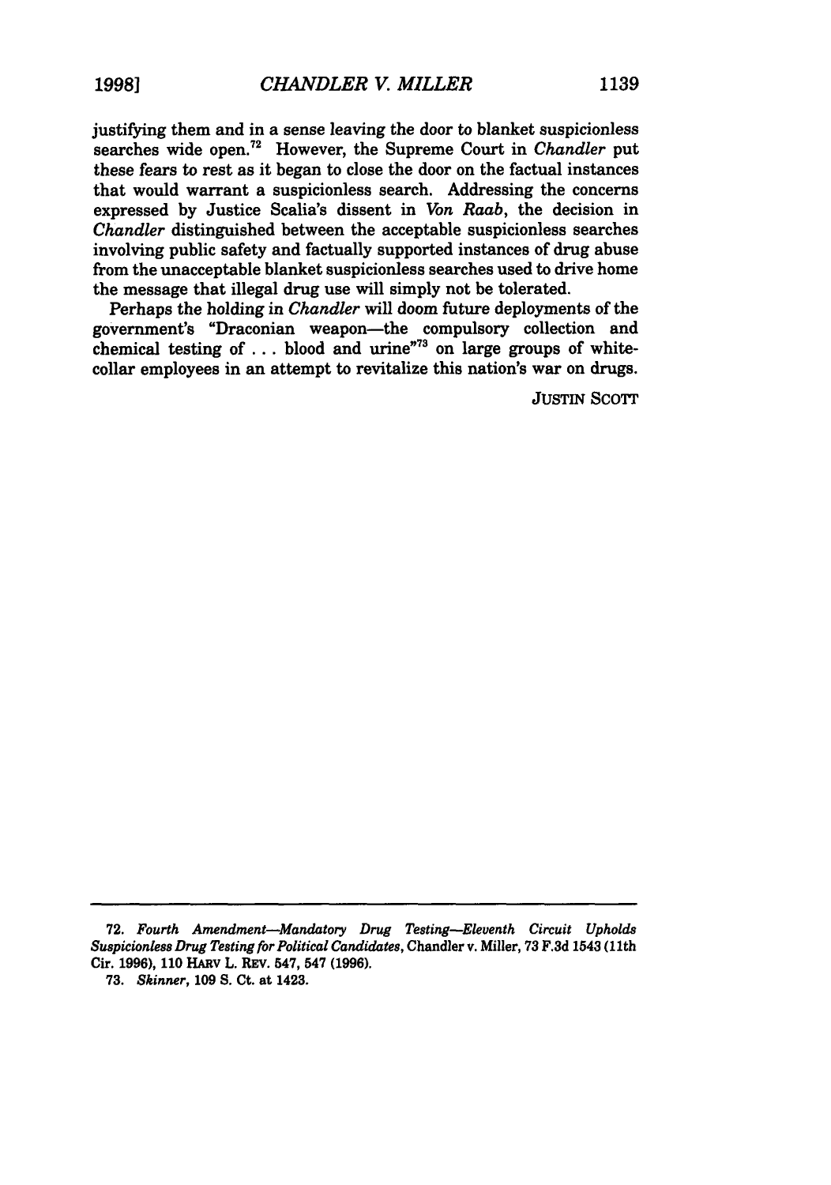justifying them and in a sense leaving the door to blanket suspicionless searches wide open.[72] However, the Supreme Court in *Chandler* put these fears to rest as it began to close the door on the factual instances that would warrant a suspicionless search. Addressing the concerns expressed by Justice Scalia's dissent in *Von Raab*, the decision in *Chandler* distinguished between the acceptable suspicionless searches involving public safety and factually supported instances of drug abuse from the unacceptable blanket suspicionless searches used to drive home the message that illegal drug use will simply not be tolerated.

Perhaps the holding in *Chandler* will doom future deployments of the government's "Draconian weapon—the compulsory collection and chemical testing of . . . blood and urine"[73] on large groups of white-collar employees in an attempt to revitalize this nation's war on drugs.

JUSTIN SCOTT

---

72. *Fourth Amendment—Mandatory Drug Testing—Eleventh Circuit Upholds Suspicionless Drug Testing for Political Candidates*, Chandler v. Miller, 73 F.3d 1543 (11th Cir. 1996), 110 HARV L. REV. 547, 547 (1996).

73. *Skinner*, 109 S. Ct. at 1423.